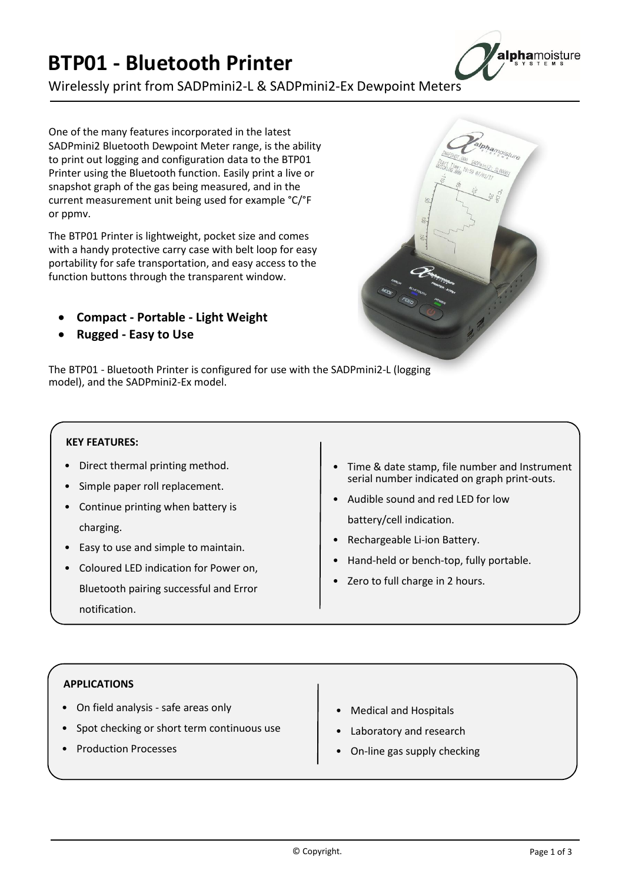# BTP01 - Bluetooth Printer

Wirelessly print from SADPmini2-L & SADPmini2-Ex Dewpoint Meters

One of the many features incorporated in the latest SADPmini2 Bluetooth Dewpoint Meter range, is the ability to print out logging and configuration data to the BTP01 Printer using the Bluetooth function. Easily print a live or snapshot graph of the gas being measured, and in the current measurement unit being used for example °C/°F or ppmv.

The BTP01 Printer is lightweight, pocket size and comes with a handy protective carry case with belt loop for easy portability for safe transportation, and easy access to the function buttons through the transparent window.

- **Compact - Portable - Light Weight**
- **Rugged - Easy to Use**

The BTP01 - Bluetooth Printer is configured for use with the SADPmini2-L (logging model), and the SADPmini2-Ex model.

**KEY FEATURES:**

- Direct thermal printing method.
- Simple paper roll replacement.
- Continue printing when battery is charging.
- Easy to use and simple to maintain.
- Coloured LED indication for Power on, Bluetooth pairing successful and Error notification.
- Time & date stamp, file number and Instrument serial number indicated on graph print-outs.
- Audible sound and red LED for low battery/cell indication.
- Rechargeable Li-ion Battery.
- Hand-held or bench-top, fully portable.
- Zero to full charge in 2 hours.

**APPLICATIONS**

- On field analysis - safe areas only
- Spot checking or short term continuous use
- Production Processes
- Medical and Hospitals
- Laboratory and research
- On-line gas supply checking

© Copyright.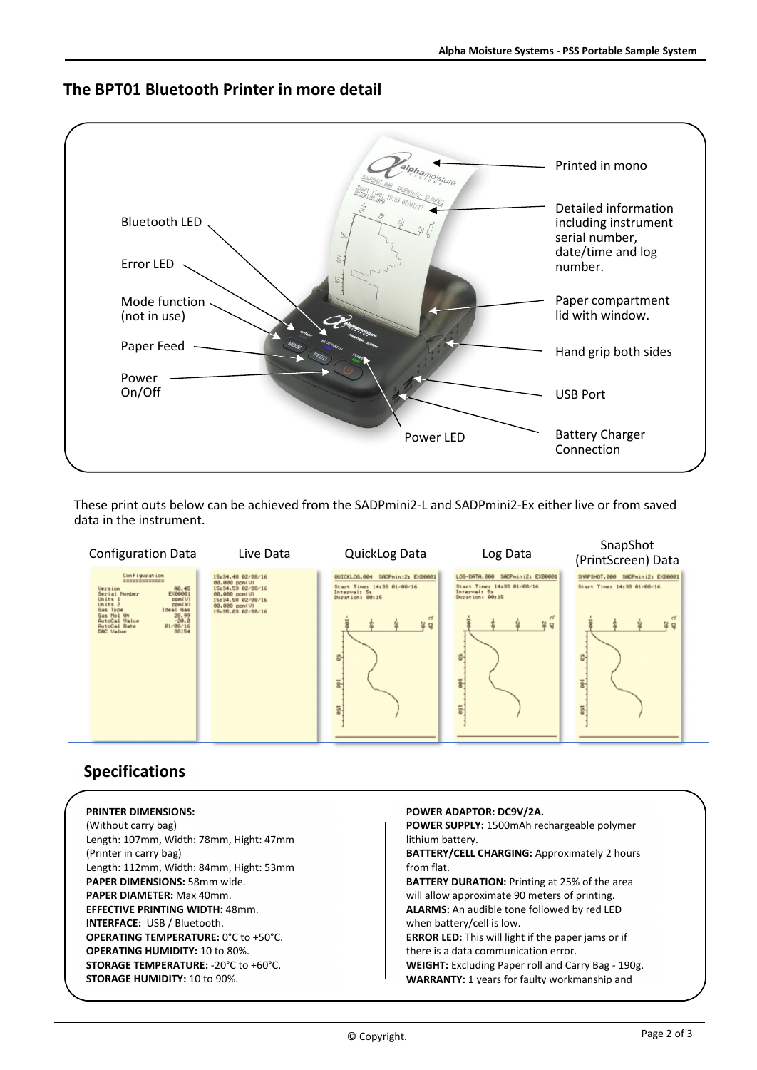## The BPT01 Bluetooth Printer in more detail

Bluetooth LED

Error LED

Mode function (not in use)

Paper Feed

Power On/Off

Power LED

Printed in mono

Detailed information including instrument serial number, date/time and log number.

Paper compartment lid with window.

Hand grip both sides

USB Port

Battery Charger Connection

These print outs below can be achieved from the SADPmini2-L and SADPmini2-Ex either live or from saved data in the instrument.

Configuration Data | Live Data | QuickLog Data | Log Data | SnapShot (PrintScreen) Data

## Specifications

**PRINTER DIMENSIONS:**
(Without carry bag)
Length: 107mm, Width: 78mm, Hight: 47mm
(Printer in carry bag)
Length: 112mm, Width: 84mm, Hight: 53mm
**PAPER DIMENSIONS:** 58mm wide.
**PAPER DIAMETER:** Max 40mm.
**EFFECTIVE PRINTING WIDTH:** 48mm.
**INTERFACE:** USB / Bluetooth.
**OPERATING TEMPERATURE:** 0°C to +50°C.
**OPERATING HUMIDITY:** 10 to 80%.
**STORAGE TEMPERATURE:** -20°C to +60°C.
**STORAGE HUMIDITY:** 10 to 90%.

**POWER ADAPTOR: DC9V/2A.**
**POWER SUPPLY:** 1500mAh rechargeable polymer lithium battery.
**BATTERY/CELL CHARGING:** Approximately 2 hours from flat.
**BATTERY DURATION:** Printing at 25% of the area will allow approximate 90 meters of printing.
**ALARMS:** An audible tone followed by red LED when battery/cell is low.
**ERROR LED:** This will light if the paper jams or if there is a data communication error.
**WEIGHT:** Excluding Paper roll and Carry Bag - 190g.
**WARRANTY:** 1 years for faulty workmanship and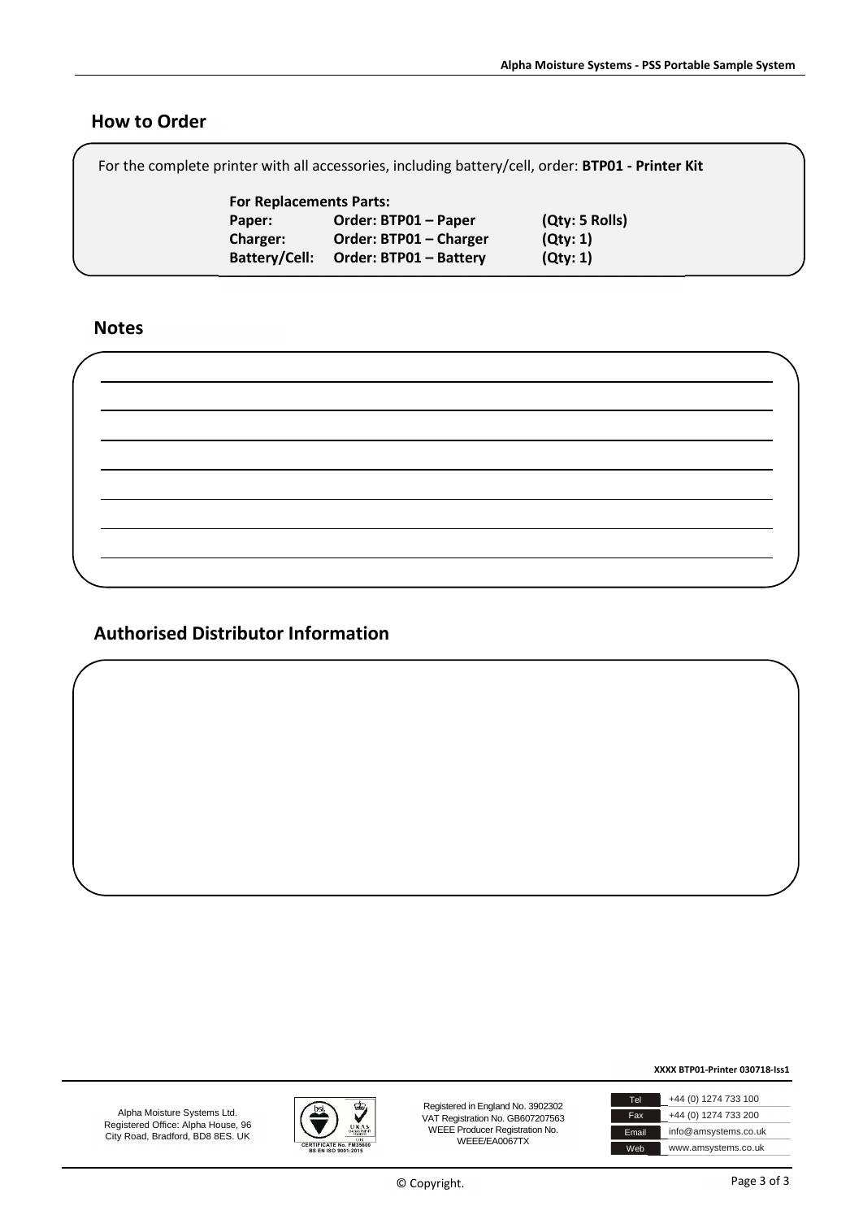## How to Order

For the complete printer with all accessories, including battery/cell, order: **BTP01 - Printer Kit**

**For Replacements Parts:**

| | | |
|---|---|---|
| **Paper:** | **Order: BTP01 – Paper** | **(Qty: 5 Rolls)** |
| **Charger:** | **Order: BTP01 – Charger** | **(Qty: 1)** |
| **Battery/Cell:** | **Order: BTP01 – Battery** | **(Qty: 1)** |

## Notes

## Authorised Distributor Information

XXXX BTP01-Printer 030718-Iss1

Alpha Moisture Systems Ltd.
Registered Office: Alpha House, 96 City Road, Bradford, BD8 8ES. UK

CERTIFICATE No. FM35600
BS EN ISO 9001:2015

Registered in England No. 3902302
VAT Registration No. GB607207563
WEEE Producer Registration No. WEEE/EA0067TX

| | |
|---|---|
| Tel | +44 (0) 1274 733 100 |
| Fax | +44 (0) 1274 733 200 |
| Email | info@amsystems.co.uk |
| Web | www.amsystems.co.uk |

© Copyright.